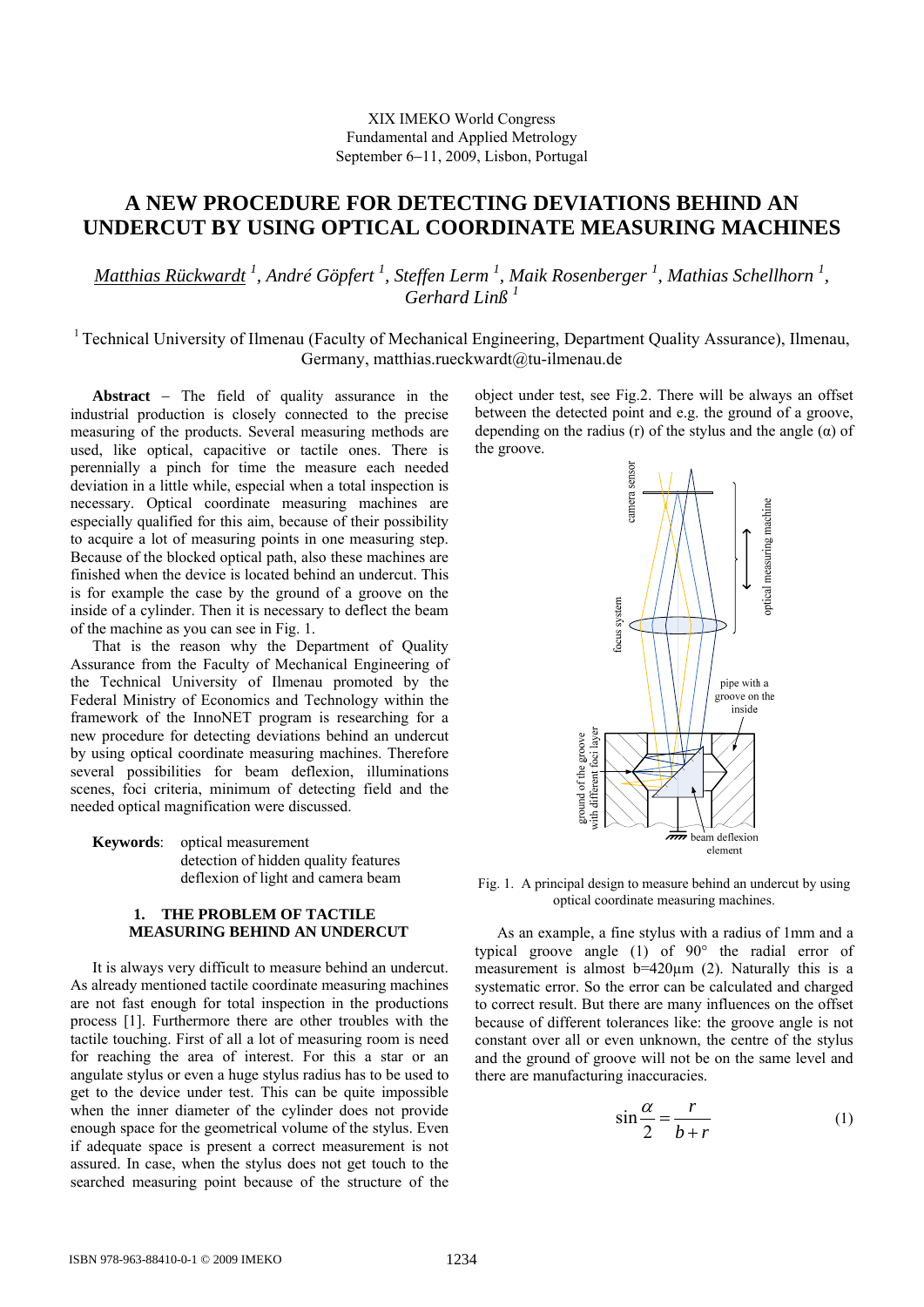XIX IMEKO World Congress
Fundamental and Applied Metrology
September 6−11, 2009, Lisbon, Portugal

# A NEW PROCEDURE FOR DETECTING DEVIATIONS BEHIND AN UNDERCUT BY USING OPTICAL COORDINATE MEASURING MACHINES

*Matthias Rückwardt* [1], *André Göpfert* [1], *Steffen Lerm* [1], *Maik Rosenberger* [1], *Mathias Schellhorn* [1], *Gerhard Linß* [1]

[1] Technical University of Ilmenau (Faculty of Mechanical Engineering, Department Quality Assurance), Ilmenau, Germany, matthias.rueckwardt@tu-ilmenau.de

**Abstract** – The field of quality assurance in the industrial production is closely connected to the precise measuring of the products. Several measuring methods are used, like optical, capacitive or tactile ones. There is perennially a pinch for time the measure each needed deviation in a little while, especial when a total inspection is necessary. Optical coordinate measuring machines are especially qualified for this aim, because of their possibility to acquire a lot of measuring points in one measuring step. Because of the blocked optical path, also these machines are finished when the device is located behind an undercut. This is for example the case by the ground of a groove on the inside of a cylinder. Then it is necessary to deflect the beam of the machine as you can see in Fig. 1.

That is the reason why the Department of Quality Assurance from the Faculty of Mechanical Engineering of the Technical University of Ilmenau promoted by the Federal Ministry of Economics and Technology within the framework of the InnoNET program is researching for a new procedure for detecting deviations behind an undercut by using optical coordinate measuring machines. Therefore several possibilities for beam deflexion, illuminations scenes, foci criteria, minimum of detecting field and the needed optical magnification were discussed.

**Keywords**: optical measurement
detection of hidden quality features
deflexion of light and camera beam

## 1. THE PROBLEM OF TACTILE MEASURING BEHIND AN UNDERCUT

It is always very difficult to measure behind an undercut. As already mentioned tactile coordinate measuring machines are not fast enough for total inspection in the productions process [1]. Furthermore there are other troubles with the tactile touching. First of all a lot of measuring room is need for reaching the area of interest. For this a star or an angulate stylus or even a huge stylus radius has to be used to get to the device under test. This can be quite impossible when the inner diameter of the cylinder does not provide enough spacing for the geometrical volume of the stylus. Even if adequate space is present a correct measurement is not assured. In case, when the stylus does not get touch to the searched measuring point because of the structure of the object under test, see Fig.2. There will be always an offset between the detected point and e.g. the ground of a groove, depending on the radius (r) of the stylus and the angle (α) of the groove.

Fig. 1. A principal design to measure behind an undercut by using optical coordinate measuring machines.

As an example, a fine stylus with a radius of 1mm and a typical groove angle (1) of 90° the radial error of measurement is almost b=420µm (2). Naturally this is a systematic error. So the error can be calculated and charged to correct result. But there are many influences on the offset because of different tolerances like: the groove angle is not constant over all or even unknown, the centre of the stylus and the ground of groove will not be on the same level and there are manufacturing inaccuracies.

$$\sin\frac{\alpha}{2} = \frac{r}{b+r} \qquad (1)$$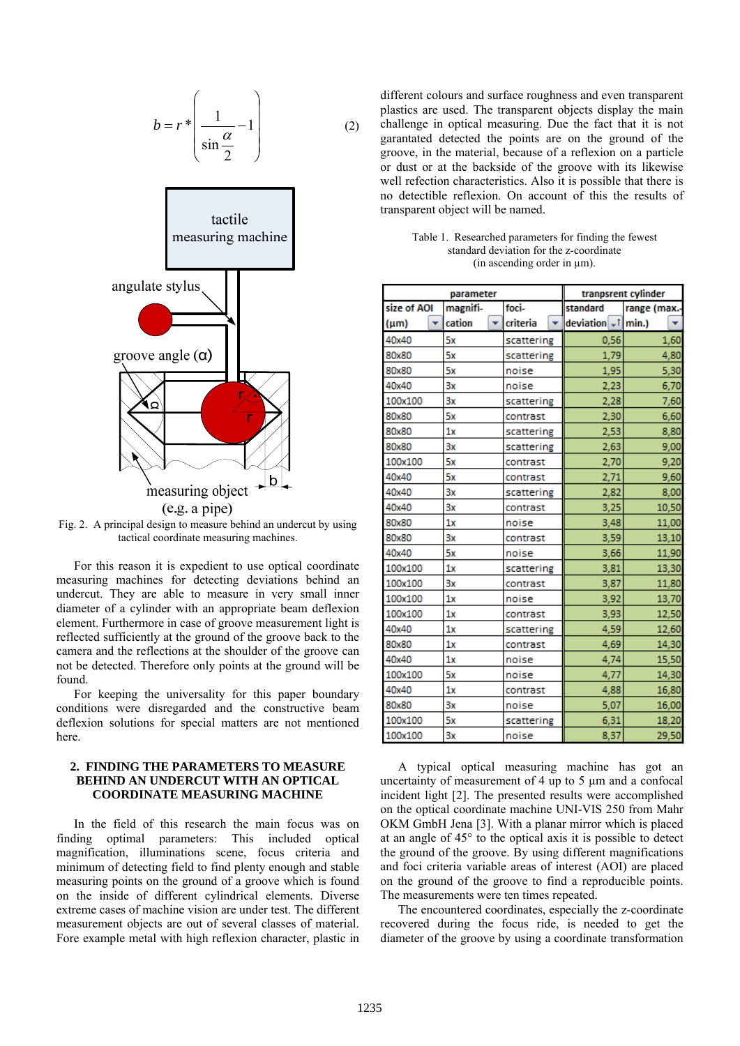$$b = r * \left( \frac{1}{\sin\frac{\alpha}{2}} - 1 \right) \quad (2)$$

Fig. 2. A principal design to measure behind an undercut by using tactical coordinate measuring machines.

For this reason it is expedient to use optical coordinate measuring machines for detecting deviations behind an undercut. They are able to measure in very small inner diameter of a cylinder with an appropriate beam deflexion element. Furthermore in case of groove measurement light is reflected sufficiently at the ground of the groove back to the camera and the reflections at the shoulder of the groove can not be detected. Therefore only points at the ground will be found.

For keeping the universality for this paper boundary conditions were disregarded and the constructive beam deflexion solutions for special matters are not mentioned here.

## 2. FINDING THE PARAMETERS TO MEASURE BEHIND AN UNDERCUT WITH AN OPTICAL COORDINATE MEASURING MACHINE

In the field of this research the main focus was on finding optimal parameters: This included optical magnification, illuminations scene, focus criteria and minimum of detecting field to find plenty enough and stable measuring points on the ground of a groove which is found on the inside of different cylindrical elements. Diverse extreme cases of machine vision are under test. The different measurement objects are out of several classes of material. Fore example metal with high reflexion character, plastic in different colours and surface roughness and even transparent plastics are used. The transparent objects display the main challenge in optical measuring. Due the fact that it is not garantated detected the points are on the ground of the groove, in the material, because of a reflexion on a particle or dust or at the backside of the groove with its likewise well refection characteristics. Also it is possible that there is no detectible reflexion. On account of this the results of transparent object will be named.

Table 1. Researched parameters for finding the fewest standard deviation for the z-coordinate (in ascending order in µm).

| parameter | | | tranpsrent cylinder | |
|---|---|---|---|---|
| size of AOI (µm) | magnifi-cation | foci-criteria | standard deviation | range (max.-min.) |
| 40x40 | 5x | scattering | 0,56 | 1,60 |
| 80x80 | 5x | scattering | 1,79 | 4,80 |
| 80x80 | 5x | noise | 1,95 | 5,30 |
| 40x40 | 3x | noise | 2,23 | 6,70 |
| 100x100 | 3x | scattering | 2,28 | 7,60 |
| 80x80 | 5x | contrast | 2,30 | 6,60 |
| 80x80 | 1x | scattering | 2,53 | 8,80 |
| 80x80 | 3x | scattering | 2,63 | 9,00 |
| 100x100 | 5x | contrast | 2,70 | 9,20 |
| 40x40 | 5x | contrast | 2,71 | 9,60 |
| 40x40 | 3x | scattering | 2,82 | 8,00 |
| 40x40 | 3x | contrast | 3,25 | 10,50 |
| 80x80 | 1x | noise | 3,48 | 11,00 |
| 80x80 | 3x | contrast | 3,59 | 13,10 |
| 40x40 | 5x | noise | 3,66 | 11,90 |
| 100x100 | 1x | scattering | 3,81 | 13,30 |
| 100x100 | 3x | contrast | 3,87 | 11,80 |
| 100x100 | 1x | noise | 3,92 | 13,70 |
| 100x100 | 1x | contrast | 3,93 | 12,50 |
| 40x40 | 1x | scattering | 4,59 | 12,60 |
| 80x80 | 1x | contrast | 4,69 | 14,30 |
| 40x40 | 1x | noise | 4,74 | 15,50 |
| 100x100 | 5x | noise | 4,77 | 14,30 |
| 40x40 | 1x | contrast | 4,88 | 16,80 |
| 80x80 | 3x | noise | 5,07 | 16,00 |
| 100x100 | 5x | scattering | 6,31 | 18,20 |
| 100x100 | 3x | noise | 8,37 | 29,50 |

A typical optical measuring machine has got an uncertainty of measurement of 4 up to 5 µm and a confocal incident light [2]. The presented results were accomplished on the optical coordinate machine UNI-VIS 250 from Mahr OKM GmbH Jena [3]. With a planar mirror which is placed at an angle of 45° to the optical axis it is possible to detect the ground of the groove. By using different magnifications and foci criteria variable areas of interest (AOI) are placed on the ground of the groove to find a reproducible points. The measurements were ten times repeated.

The encountered coordinates, especially the z-coordinate recovered during the focus ride, is needed to get the diameter of the groove by using a coordinate transformation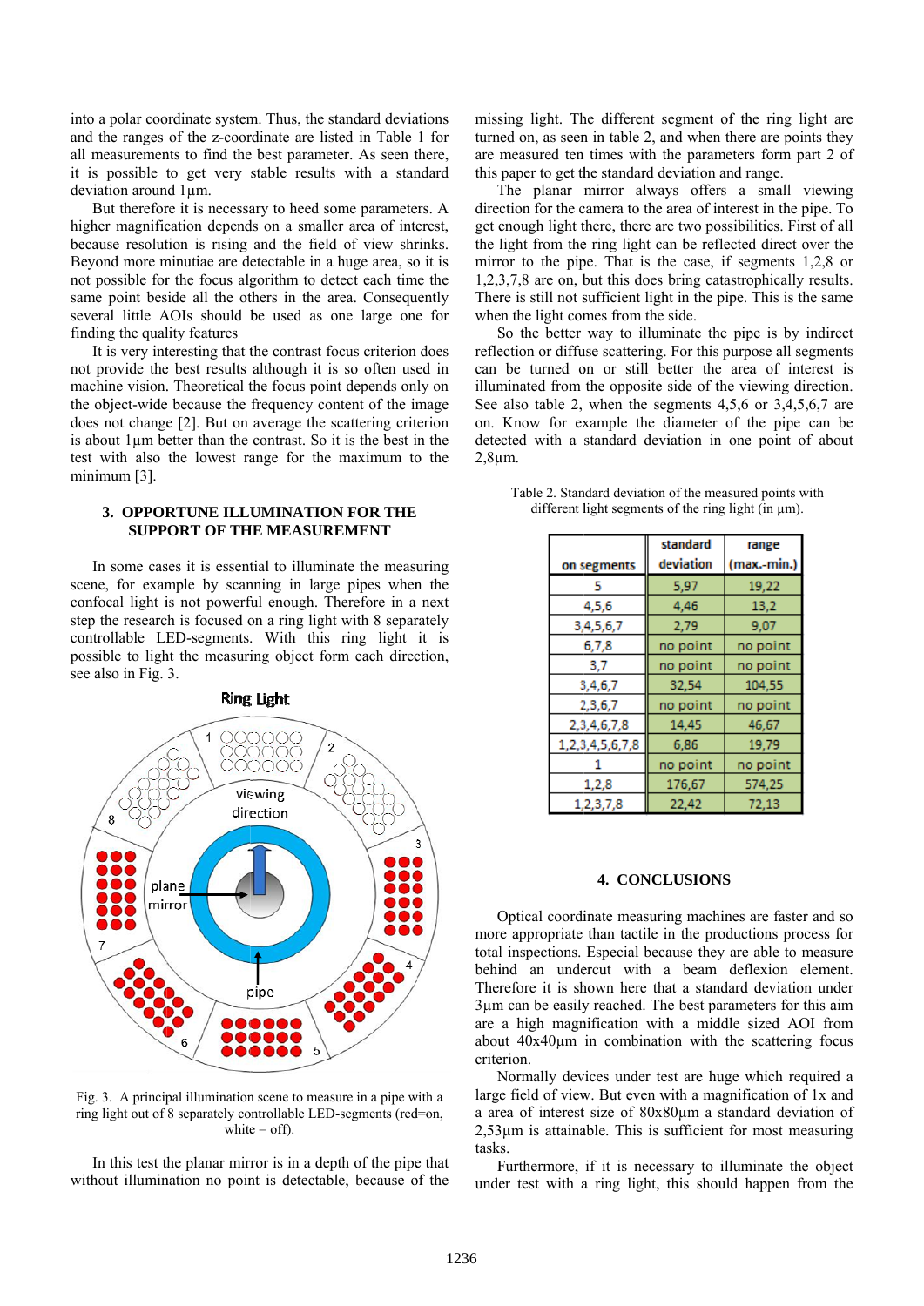into a polar coordinate system. Thus, the standard deviations and the ranges of the z-coordinate are listed in Table 1 for all measurements to find the best parameter. As seen there, it is possible to get very stable results with a standard deviation around 1µm.

But therefore it is necessary to heed some parameters. A higher magnification depends on a smaller area of interest, because resolution is rising and the field of view shrinks. Beyond more minutiae are detectable in a huge area, so it is not possible for the focus algorithm to detect each time the same point beside all the others in the area. Consequently several little AOIs should be used as one large one for finding the quality features

It is very interesting that the contrast focus criterion does not provide the best results although it is so often used in machine vision. Theoretical the focus point depends only on the object-wide because the frequency content of the image does not change [2]. But on average the scattering criterion is about 1µm better than the contrast. So it is the best in the test with also the lowest range for the maximum to the minimum [3].

## 3. OPPORTUNE ILLUMINATION FOR THE SUPPORT OF THE MEASUREMENT

In some cases it is essential to illuminate the measuring scene, for example by scanning in large pipes when the confocal light is not powerful enough. Therefore in a next step the research is focused on a ring light with 8 separately controllable LED-segments. With this ring light it is possible to light the measuring object form each direction, see also in Fig. 3.

Fig. 3. A principal illumination scene to measure in a pipe with a ring light out of 8 separately controllable LED-segments (red=on, white = off).

In this test the planar mirror is in a depth of the pipe that without illumination no point is detectable, because of the missing light. The different segment of the ring light are turned on, as seen in table 2, and when there are points they are measured ten times with the parameters form part 2 of this paper to get the standard deviation and range.

The planar mirror always offers a small viewing direction for the camera to the area of interest in the pipe. To get enough light there, there are two possibilities. First of all the light from the ring light can be reflected direct over the mirror to the pipe. That is the case, if segments 1,2,8 or 1,2,3,7,8 are on, but this does bring catastrophically results. There is still not sufficient light in the pipe. This is the same when the light comes from the side.

So the better way to illuminate the pipe is by indirect reflection or diffuse scattering. For this purpose all segments can be turned on or still better the area of interest is illuminated from the opposite side of the viewing direction. See also table 2, when the segments 4,5,6 or 3,4,5,6,7 are on. Know for example the diameter of the pipe can be detected with a standard deviation in one point of about 2,8µm.

Table 2. Standard deviation of the measured points with different light segments of the ring light (in µm).

| on segments | standard deviation | range (max.-min.) |
|---|---|---|
| 5 | 5,97 | 19,22 |
| 4,5,6 | 4,46 | 13,2 |
| 3,4,5,6,7 | 2,79 | 9,07 |
| 6,7,8 | no point | no point |
| 3,7 | no point | no point |
| 3,4,6,7 | 32,54 | 104,55 |
| 2,3,6,7 | no point | no point |
| 2,3,4,6,7,8 | 14,45 | 46,67 |
| 1,2,3,4,5,6,7,8 | 6,86 | 19,79 |
| 1 | no point | no point |
| 1,2,8 | 176,67 | 574,25 |
| 1,2,3,7,8 | 22,42 | 72,13 |

## 4. CONCLUSIONS

Optical coordinate measuring machines are faster and so more appropriate than tactile in the productions process for total inspections. Especial because they are able to measure behind an undercut with a beam deflection element. Therefore it is shown here that a standard deviation under 3µm can be easily reached. The best parameters for this aim are a high magnification with a middle sized AOI from about 40x40µm in combination with the scattering focus criterion.

Normally devices under test are huge which required a large field of view. But even with a magnification of 1x and a area of interest size of 80x80µm a standard deviation of 2,53µm is attainable. This is sufficient for most measuring tasks.

Furthermore, if it is necessary to illuminate the object under test with a ring light, this should happen from the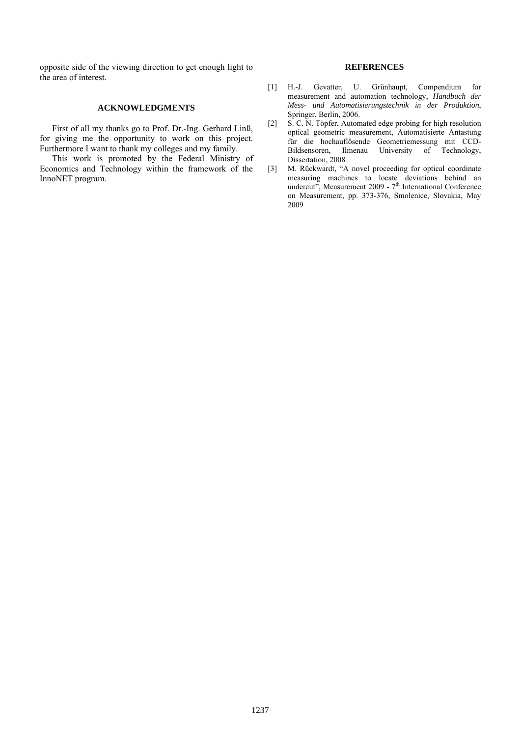opposite side of the viewing direction to get enough light to the area of interest.

## ACKNOWLEDGMENTS

First of all my thanks go to Prof. Dr.-Ing. Gerhard Linß, for giving me the opportunity to work on this project. Furthermore I want to thank my colleges and my family.

This work is promoted by the Federal Ministry of Economics and Technology within the framework of the InnoNET program.

## REFERENCES

[1] H.-J. Gevatter, U. Grünhaupt, Compendium for measurement and automation technology, *Handbuch der Mess- und Automatisierungstechnik in der Produktion*, Springer, Berlin, 2006.

[2] S. C. N. Töpfer, Automated edge probing for high resolution optical geometric measurement, Automatisierte Antastung für die hochauflösende Geometriemessung mit CCD-Bildsensoren, Ilmenau University of Technology, Dissertation, 2008

[3] M. Rückwardt, "A novel proceeding for optical coordinate measuring machines to locate deviations behind an undercut", Measurement 2009 - 7th International Conference on Measurement, pp. 373-376, Smolenice, Slovakia, May 2009